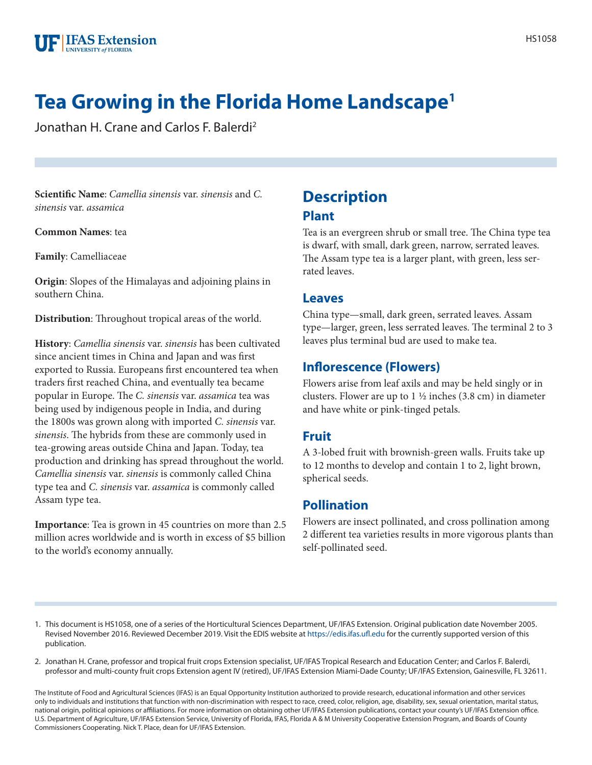# Tea Growing in the Florida Home Landscape[1]

Jonathan H. Crane and Carlos F. Balerdi[2]

**Scientific Name**: *Camellia sinensis* var. *sinensis* and *C. sinensis* var. *assamica*

**Common Names**: tea

**Family**: Camelliaceae

**Origin**: Slopes of the Himalayas and adjoining plains in southern China.

**Distribution**: Throughout tropical areas of the world.

**History**: *Camellia sinensis* var. *sinensis* has been cultivated since ancient times in China and Japan and was first exported to Russia. Europeans first encountered tea when traders first reached China, and eventually tea became popular in Europe. The *C. sinensis* var. *assamica* tea was being used by indigenous people in India, and during the 1800s was grown along with imported *C. sinensis* var. *sinensis*. The hybrids from these are commonly used in tea-growing areas outside China and Japan. Today, tea production and drinking has spread throughout the world. *Camellia sinensis* var. *sinensis* is commonly called China type tea and *C. sinensis* var. *assamica* is commonly called Assam type tea.

**Importance**: Tea is grown in 45 countries on more than 2.5 million acres worldwide and is worth in excess of $5 billion to the world's economy annually.

## Description

### Plant

Tea is an evergreen shrub or small tree. The China type tea is dwarf, with small, dark green, narrow, serrated leaves. The Assam type tea is a larger plant, with green, less serrated leaves.

### Leaves

China type—small, dark green, serrated leaves. Assam type—larger, green, less serrated leaves. The terminal 2 to 3 leaves plus terminal bud are used to make tea.

### Inflorescence (Flowers)

Flowers arise from leaf axils and may be held singly or in clusters. Flower are up to 1 ½ inches (3.8 cm) in diameter and have white or pink-tinged petals.

### Fruit

A 3-lobed fruit with brownish-green walls. Fruits take up to 12 months to develop and contain 1 to 2, light brown, spherical seeds.

### Pollination

Flowers are insect pollinated, and cross pollination among 2 different tea varieties results in more vigorous plants than self-pollinated seed.

1. This document is HS1058, one of a series of the Horticultural Sciences Department, UF/IFAS Extension. Original publication date November 2005. Revised November 2016. Reviewed December 2019. Visit the EDIS website at https://edis.ifas.ufl.edu for the currently supported version of this publication.

2. Jonathan H. Crane, professor and tropical fruit crops Extension specialist, UF/IFAS Tropical Research and Education Center; and Carlos F. Balerdi, professor and multi-county fruit crops Extension agent IV (retired), UF/IFAS Extension Miami-Dade County; UF/IFAS Extension, Gainesville, FL 32611.

The Institute of Food and Agricultural Sciences (IFAS) is an Equal Opportunity Institution authorized to provide research, educational information and other services only to individuals and institutions that function with non-discrimination with respect to race, creed, color, religion, age, disability, sex, sexual orientation, marital status, national origin, political opinions or affiliations. For more information on obtaining other UF/IFAS Extension publications, contact your county's UF/IFAS Extension office. U.S. Department of Agriculture, UF/IFAS Extension Service, University of Florida, IFAS, Florida A & M University Cooperative Extension Program, and Boards of County Commissioners Cooperating. Nick T. Place, dean for UF/IFAS Extension.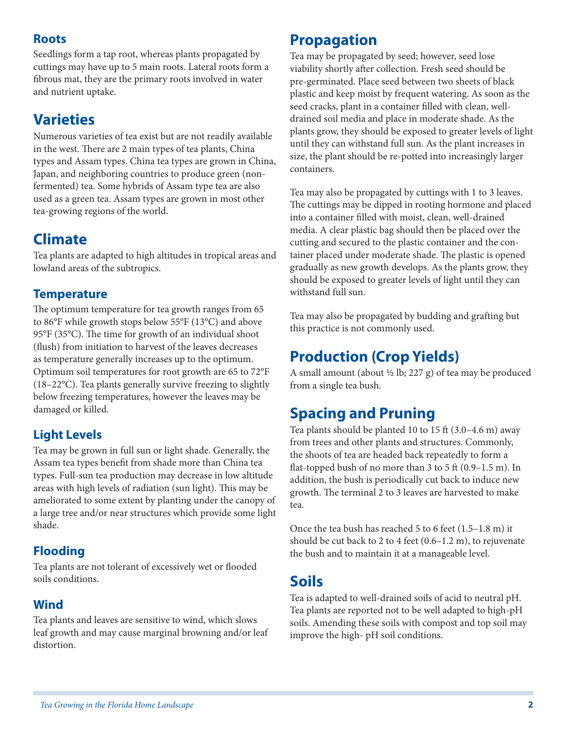## Roots

Seedlings form a tap root, whereas plants propagated by cuttings may have up to 5 main roots. Lateral roots form a fibrous mat, they are the primary roots involved in water and nutrient uptake.

## Varieties

Numerous varieties of tea exist but are not readily available in the west. There are 2 main types of tea plants, China types and Assam types. China tea types are grown in China, Japan, and neighboring countries to produce green (non-fermented) tea. Some hybrids of Assam type tea are also used as a green tea. Assam types are grown in most other tea-growing regions of the world.

## Climate

Tea plants are adapted to high altitudes in tropical areas and lowland areas of the subtropics.

### Temperature

The optimum temperature for tea growth ranges from 65 to 86°F while growth stops below 55°F (13°C) and above 95°F (35°C). The time for growth of an individual shoot (flush) from initiation to harvest of the leaves decreases as temperature generally increases up to the optimum. Optimum soil temperatures for root growth are 65 to 72°F (18–22°C). Tea plants generally survive freezing to slightly below freezing temperatures, however the leaves may be damaged or killed.

### Light Levels

Tea may be grown in full sun or light shade. Generally, the Assam tea types benefit from shade more than China tea types. Full-sun tea production may decrease in low altitude areas with high levels of radiation (sun light). This may be ameliorated to some extent by planting under the canopy of a large tree and/or near structures which provide some light shade.

### Flooding

Tea plants are not tolerant of excessively wet or flooded soils conditions.

### Wind

Tea plants and leaves are sensitive to wind, which slows leaf growth and may cause marginal browning and/or leaf distortion.

## Propagation

Tea may be propagated by seed; however, seed lose viability shortly after collection. Fresh seed should be pre-germinated. Place seed between two sheets of black plastic and keep moist by frequent watering. As soon as the seed cracks, plant in a container filled with clean, well-drained soil media and place in moderate shade. As the plants grow, they should be exposed to greater levels of light until they can withstand full sun. As the plant increases in size, the plant should be re-potted into increasingly larger containers.

Tea may also be propagated by cuttings with 1 to 3 leaves. The cuttings may be dipped in rooting hormone and placed into a container filled with moist, clean, well-drained media. A clear plastic bag should then be placed over the cutting and secured to the plastic container and the container placed under moderate shade. The plastic is opened gradually as new growth develops. As the plants grow, they should be exposed to greater levels of light until they can withstand full sun.

Tea may also be propagated by budding and grafting but this practice is not commonly used.

## Production (Crop Yields)

A small amount (about ½ lb; 227 g) of tea may be produced from a single tea bush.

## Spacing and Pruning

Tea plants should be planted 10 to 15 ft (3.0–4.6 m) away from trees and other plants and structures. Commonly, the shoots of tea are headed back repeatedly to form a flat-topped bush of no more than 3 to 5 ft (0.9–1.5 m). In addition, the bush is periodically cut back to induce new growth. The terminal 2 to 3 leaves are harvested to make tea.

Once the tea bush has reached 5 to 6 feet (1.5–1.8 m) it should be cut back to 2 to 4 feet (0.6–1.2 m), to rejuvenate the bush and to maintain it at a manageable level.

## Soils

Tea is adapted to well-drained soils of acid to neutral pH. Tea plants are reported not to be well adapted to high-pH soils. Amending these soils with compost and top soil may improve the high- pH soil conditions.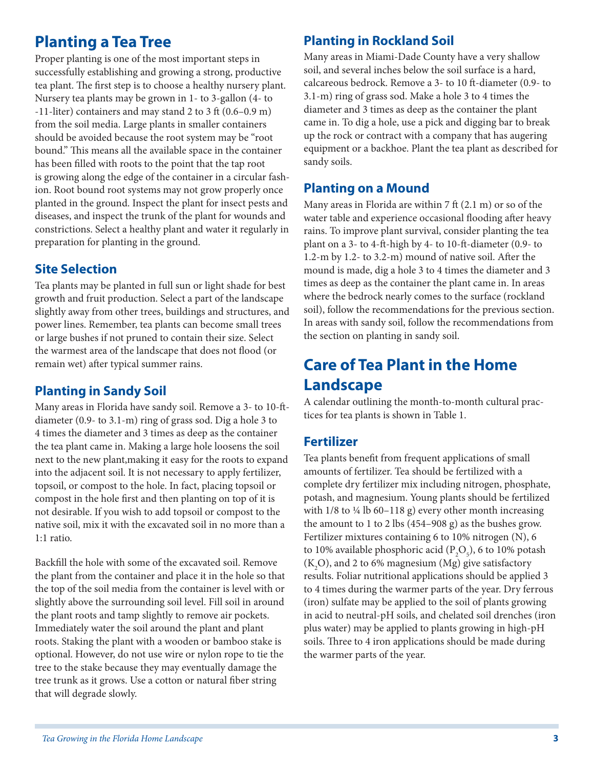## Planting a Tea Tree

Proper planting is one of the most important steps in successfully establishing and growing a strong, productive tea plant. The first step is to choose a healthy nursery plant. Nursery tea plants may be grown in 1- to 3-gallon (4- to -11-liter) containers and may stand 2 to 3 ft (0.6–0.9 m) from the soil media. Large plants in smaller containers should be avoided because the root system may be "root bound." This means all the available space in the container has been filled with roots to the point that the tap root is growing along the edge of the container in a circular fashion. Root bound root systems may not grow properly once planted in the ground. Inspect the plant for insect pests and diseases, and inspect the trunk of the plant for wounds and constrictions. Select a healthy plant and water it regularly in preparation for planting in the ground.

### Site Selection

Tea plants may be planted in full sun or light shade for best growth and fruit production. Select a part of the landscape slightly away from other trees, buildings and structures, and power lines. Remember, tea plants can become small trees or large bushes if not pruned to contain their size. Select the warmest area of the landscape that does not flood (or remain wet) after typical summer rains.

### Planting in Sandy Soil

Many areas in Florida have sandy soil. Remove a 3- to 10-ft-diameter (0.9- to 3.1-m) ring of grass sod. Dig a hole 3 to 4 times the diameter and 3 times as deep as the container the tea plant came in. Making a large hole loosens the soil next to the new plant,making it easy for the roots to expand into the adjacent soil. It is not necessary to apply fertilizer, topsoil, or compost to the hole. In fact, placing topsoil or compost in the hole first and then planting on top of it is not desirable. If you wish to add topsoil or compost to the native soil, mix it with the excavated soil in no more than a 1:1 ratio.

Backfill the hole with some of the excavated soil. Remove the plant from the container and place it in the hole so that the top of the soil media from the container is level with or slightly above the surrounding soil level. Fill soil in around the plant roots and tamp slightly to remove air pockets. Immediately water the soil around the plant and plant roots. Staking the plant with a wooden or bamboo stake is optional. However, do not use wire or nylon rope to tie the tree to the stake because they may eventually damage the tree trunk as it grows. Use a cotton or natural fiber string that will degrade slowly.

### Planting in Rockland Soil

Many areas in Miami-Dade County have a very shallow soil, and several inches below the soil surface is a hard, calcareous bedrock. Remove a 3- to 10 ft-diameter (0.9- to 3.1-m) ring of grass sod. Make a hole 3 to 4 times the diameter and 3 times as deep as the container the plant came in. To dig a hole, use a pick and digging bar to break up the rock or contract with a company that has augering equipment or a backhoe. Plant the tea plant as described for sandy soils.

### Planting on a Mound

Many areas in Florida are within 7 ft (2.1 m) or so of the water table and experience occasional flooding after heavy rains. To improve plant survival, consider planting the tea plant on a 3- to 4-ft-high by 4- to 10-ft-diameter (0.9- to 1.2-m by 1.2- to 3.2-m) mound of native soil. After the mound is made, dig a hole 3 to 4 times the diameter and 3 times as deep as the container the plant came in. In areas where the bedrock nearly comes to the surface (rockland soil), follow the recommendations for the previous section. In areas with sandy soil, follow the recommendations from the section on planting in sandy soil.

## Care of Tea Plant in the Home Landscape

A calendar outlining the month-to-month cultural practices for tea plants is shown in Table 1.

### Fertilizer

Tea plants benefit from frequent applications of small amounts of fertilizer. Tea should be fertilized with a complete dry fertilizer mix including nitrogen, phosphate, potash, and magnesium. Young plants should be fertilized with 1/8 to ¼ lb 60–118 g) every other month increasing the amount to 1 to 2 lbs (454–908 g) as the bushes grow. Fertilizer mixtures containing 6 to 10% nitrogen (N), 6 to 10% available phosphoric acid ($P_2O_5$), 6 to 10% potash ($K_2O$), and 2 to 6% magnesium (Mg) give satisfactory results. Foliar nutritional applications should be applied 3 to 4 times during the warmer parts of the year. Dry ferrous (iron) sulfate may be applied to the soil of plants growing in acid to neutral-pH soils, and chelated soil drenches (iron plus water) may be applied to plants growing in high-pH soils. Three to 4 iron applications should be made during the warmer parts of the year.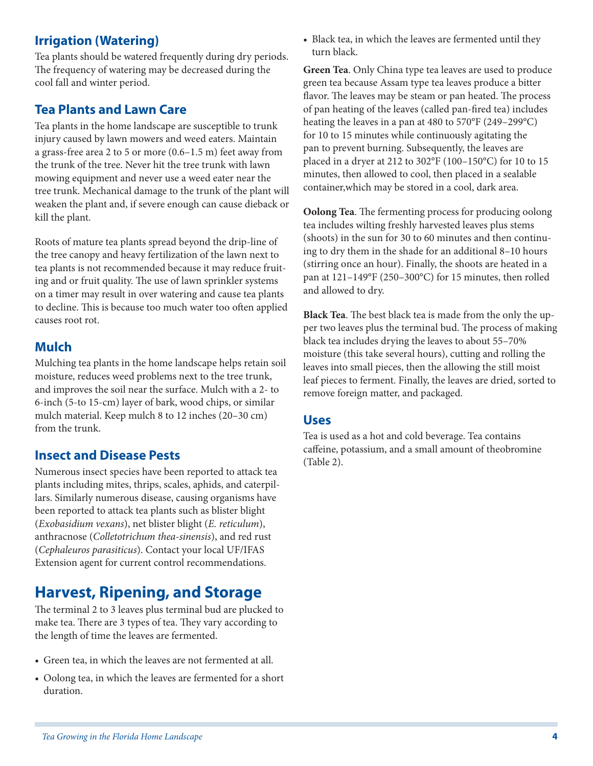## Irrigation (Watering)

Tea plants should be watered frequently during dry periods. The frequency of watering may be decreased during the cool fall and winter period.

## Tea Plants and Lawn Care

Tea plants in the home landscape are susceptible to trunk injury caused by lawn mowers and weed eaters. Maintain a grass-free area 2 to 5 or more (0.6–1.5 m) feet away from the trunk of the tree. Never hit the tree trunk with lawn mowing equipment and never use a weed eater near the tree trunk. Mechanical damage to the trunk of the plant will weaken the plant and, if severe enough can cause dieback or kill the plant.

Roots of mature tea plants spread beyond the drip-line of the tree canopy and heavy fertilization of the lawn next to tea plants is not recommended because it may reduce fruiting and or fruit quality. The use of lawn sprinkler systems on a timer may result in over watering and cause tea plants to decline. This is because too much water too often applied causes root rot.

## Mulch

Mulching tea plants in the home landscape helps retain soil moisture, reduces weed problems next to the tree trunk, and improves the soil near the surface. Mulch with a 2- to 6-inch (5-to 15-cm) layer of bark, wood chips, or similar mulch material. Keep mulch 8 to 12 inches (20–30 cm) from the trunk.

## Insect and Disease Pests

Numerous insect species have been reported to attack tea plants including mites, thrips, scales, aphids, and caterpillars. Similarly numerous disease, causing organisms have been reported to attack tea plants such as blister blight (*Exobasidium vexans*), net blister blight (*E. reticulum*), anthracnose (*Colletotrichum thea-sinensis*), and red rust (*Cephaleuros parasiticus*). Contact your local UF/IFAS Extension agent for current control recommendations.

# Harvest, Ripening, and Storage

The terminal 2 to 3 leaves plus terminal bud are plucked to make tea. There are 3 types of tea. They vary according to the length of time the leaves are fermented.

- Green tea, in which the leaves are not fermented at all.
- Oolong tea, in which the leaves are fermented for a short duration.
- Black tea, in which the leaves are fermented until they turn black.

**Green Tea**. Only China type tea leaves are used to produce green tea because Assam type tea leaves produce a bitter flavor. The leaves may be steam or pan heated. The process of pan heating of the leaves (called pan-fired tea) includes heating the leaves in a pan at 480 to 570°F (249–299°C) for 10 to 15 minutes while continuously agitating the pan to prevent burning. Subsequently, the leaves are placed in a dryer at 212 to 302°F (100–150°C) for 10 to 15 minutes, then allowed to cool, then placed in a sealable container,which may be stored in a cool, dark area.

**Oolong Tea**. The fermenting process for producing oolong tea includes wilting freshly harvested leaves plus stems (shoots) in the sun for 30 to 60 minutes and then continuing to dry them in the shade for an additional 8–10 hours (stirring once an hour). Finally, the shoots are heated in a pan at 121–149°F (250–300°C) for 15 minutes, then rolled and allowed to dry.

**Black Tea**. The best black tea is made from the only the upper two leaves plus the terminal bud. The process of making black tea includes drying the leaves to about 55–70% moisture (this take several hours), cutting and rolling the leaves into small pieces, then the allowing the still moist leaf pieces to ferment. Finally, the leaves are dried, sorted to remove foreign matter, and packaged.

## Uses

Tea is used as a hot and cold beverage. Tea contains caffeine, potassium, and a small amount of theobromine (Table 2).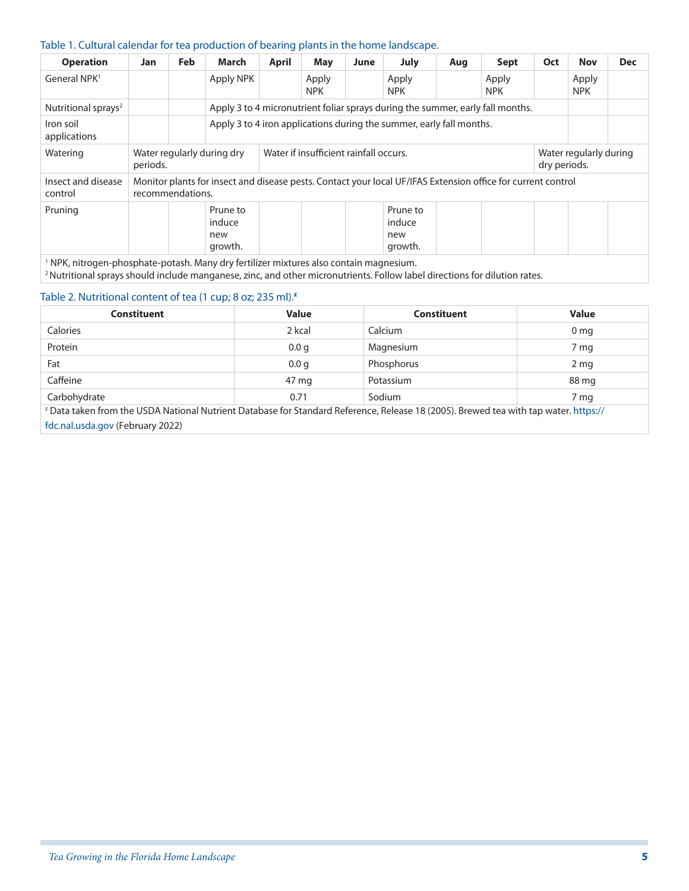Table 1. Cultural calendar for tea production of bearing plants in the home landscape.

| Operation | Jan | Feb | March | April | May | June | July | Aug | Sept | Oct | Nov | Dec |
|---|---|---|---|---|---|---|---|---|---|---|---|---|
| General NPK[1] | | | Apply NPK | | Apply NPK | | Apply NPK | | Apply NPK | | Apply NPK | |
| Nutritional sprays[2] | | | Apply 3 to 4 micronutrient foliar sprays during the summer, early fall months. | | | | | | | | | |
| Iron soil applications | | | Apply 3 to 4 iron applications during the summer, early fall months. | | | | | | | | | |
| Watering | Water regularly during dry periods. | | | Water if insufficient rainfall occurs. | | | | | | Water regularly during dry periods. | | |
| Insect and disease control | Monitor plants for insect and disease pests. Contact your local UF/IFAS Extension office for current control recommendations. | | | | | | | | | | | |
| Pruning | | | Prune to induce new growth. | | | | Prune to induce new growth. | | | | | |

[1] NPK, nitrogen-phosphate-potash. Many dry fertilizer mixtures also contain magnesium.
[2] Nutritional sprays should include manganese, zinc, and other micronutrients. Follow label directions for dilution rates.

Table 2. Nutritional content of tea (1 cup; 8 oz; 235 ml).[z]

| Constituent | Value | Constituent | Value |
|---|---|---|---|
| Calories | 2 kcal | Calcium | 0 mg |
| Protein | 0.0 g | Magnesium | 7 mg |
| Fat | 0.0 g | Phosphorus | 2 mg |
| Caffeine | 47 mg | Potassium | 88 mg |
| Carbohydrate | 0.71 | Sodium | 7 mg |

[z] Data taken from the USDA National Nutrient Database for Standard Reference, Release 18 (2005). Brewed tea with tap water. https://fdc.nal.usda.gov (February 2022)